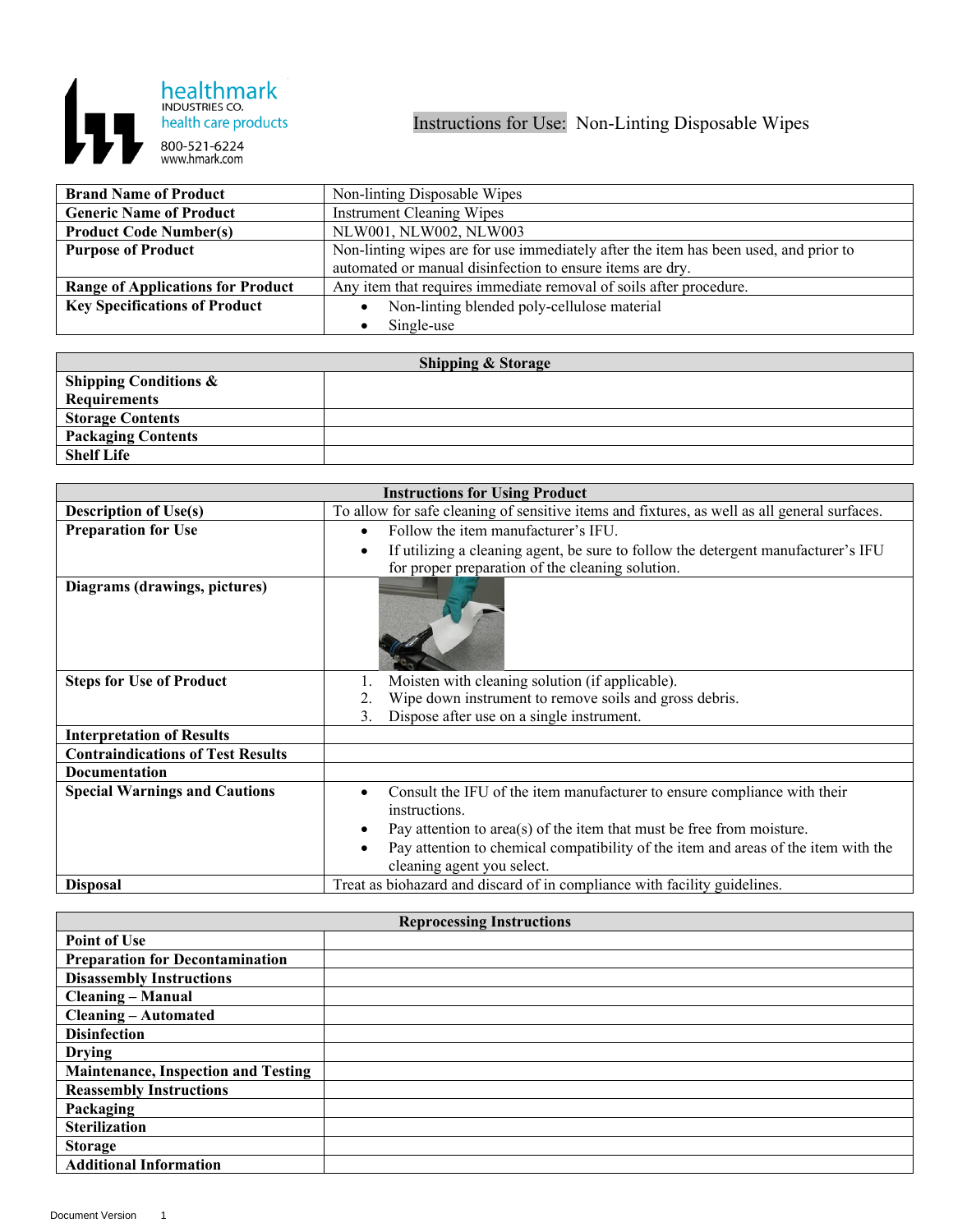healthmark
INDUSTRIES CO.
health care products
800-521-6224
www.hmark.com

# Instructions for Use: Non-Linting Disposable Wipes

| | |
|---|---|
| **Brand Name of Product** | Non-linting Disposable Wipes |
| **Generic Name of Product** | Instrument Cleaning Wipes |
| **Product Code Number(s)** | NLW001, NLW002, NLW003 |
| **Purpose of Product** | Non-linting wipes are for use immediately after the item has been used, and prior to automated or manual disinfection to ensure items are dry. |
| **Range of Applications for Product** | Any item that requires immediate removal of soils after procedure. |
| **Key Specifications of Product** | • Non-linting blended poly-cellulose material<br>• Single-use |

| Shipping & Storage | |
|---|---|
| **Shipping Conditions & Requirements** | |
| **Storage Contents** | |
| **Packaging Contents** | |
| **Shelf Life** | |

| Instructions for Using Product | |
|---|---|
| **Description of Use(s)** | To allow for safe cleaning of sensitive items and fixtures, as well as all general surfaces. |
| **Preparation for Use** | • Follow the item manufacturer's IFU.<br>• If utilizing a cleaning agent, be sure to follow the detergent manufacturer's IFU for proper preparation of the cleaning solution. |
| **Diagrams (drawings, pictures)** | |
| **Steps for Use of Product** | 1. Moisten with cleaning solution (if applicable).<br>2. Wipe down instrument to remove soils and gross debris.<br>3. Dispose after use on a single instrument. |
| **Interpretation of Results** | |
| **Contraindications of Test Results** | |
| **Documentation** | |
| **Special Warnings and Cautions** | • Consult the IFU of the item manufacturer to ensure compliance with their instructions.<br>• Pay attention to area(s) of the item that must be free from moisture.<br>• Pay attention to chemical compatibility of the item and areas of the item with the cleaning agent you select. |
| **Disposal** | Treat as biohazard and discard of in compliance with facility guidelines. |

| Reprocessing Instructions | |
|---|---|
| **Point of Use** | |
| **Preparation for Decontamination** | |
| **Disassembly Instructions** | |
| **Cleaning – Manual** | |
| **Cleaning – Automated** | |
| **Disinfection** | |
| **Drying** | |
| **Maintenance, Inspection and Testing** | |
| **Reassembly Instructions** | |
| **Packaging** | |
| **Sterilization** | |
| **Storage** | |
| **Additional Information** | |

Document Version 1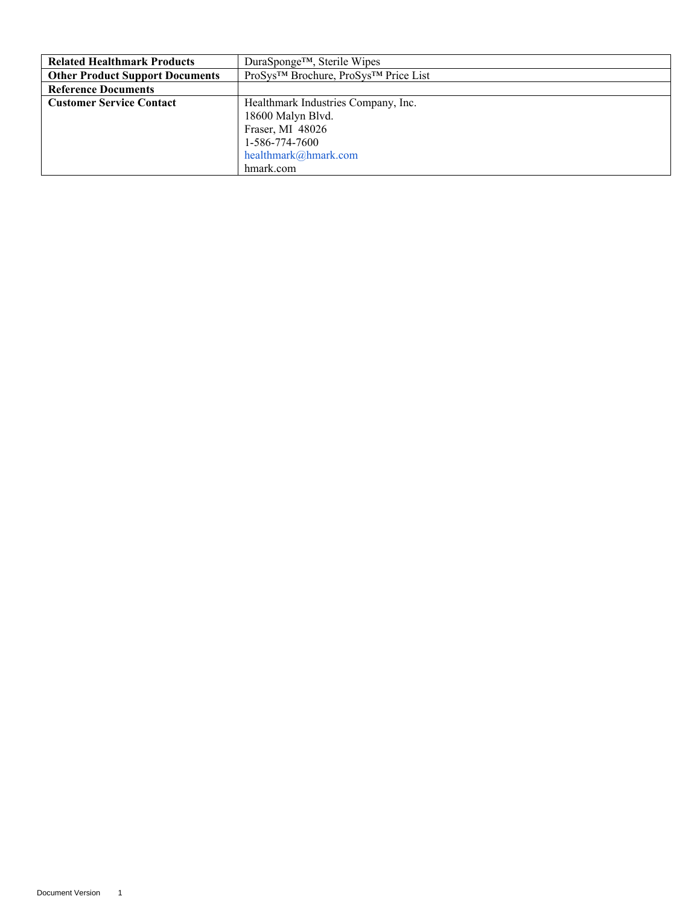| | |
|---|---|
| **Related Healthmark Products** | DuraSponge™, Sterile Wipes |
| **Other Product Support Documents** | ProSys™ Brochure, ProSys™ Price List |
| **Reference Documents** | |
| **Customer Service Contact** | Healthmark Industries Company, Inc.<br>18600 Malyn Blvd.<br>Fraser, MI 48026<br>1-586-774-7600<br>healthmark@hmark.com<br>hmark.com |

Document Version 1